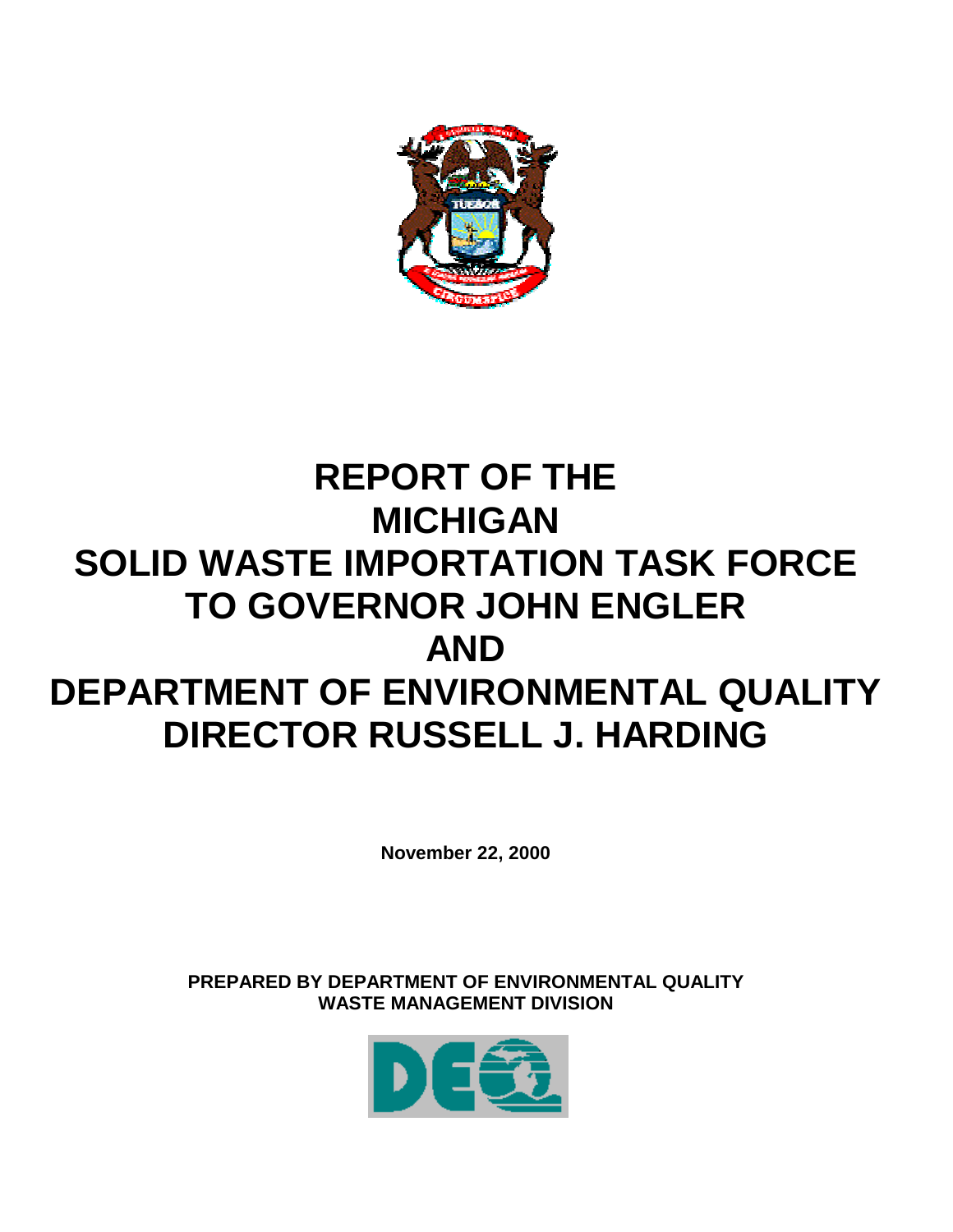# REPORT OF THE MICHIGAN SOLID WASTE IMPORTATION TASK FORCE TO GOVERNOR JOHN ENGLER AND DEPARTMENT OF ENVIRONMENTAL QUALITY DIRECTOR RUSSELL J. HARDING

**November 22, 2000**

**PREPARED BY DEPARTMENT OF ENVIRONMENTAL QUALITY WASTE MANAGEMENT DIVISION**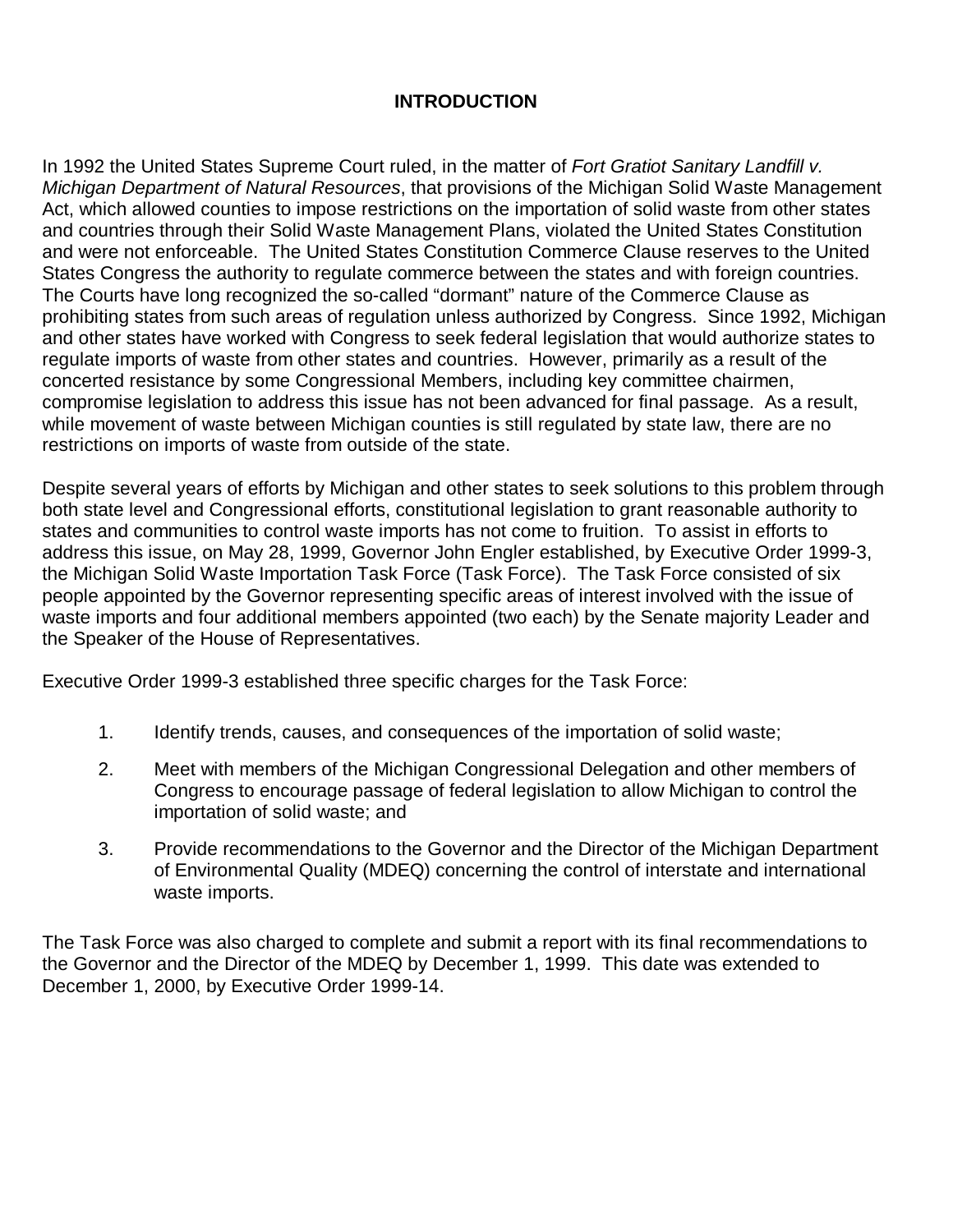# INTRODUCTION

In 1992 the United States Supreme Court ruled, in the matter of *Fort Gratiot Sanitary Landfill v. Michigan Department of Natural Resources*, that provisions of the Michigan Solid Waste Management Act, which allowed counties to impose restrictions on the importation of solid waste from other states and countries through their Solid Waste Management Plans, violated the United States Constitution and were not enforceable. The United States Constitution Commerce Clause reserves to the United States Congress the authority to regulate commerce between the states and with foreign countries. The Courts have long recognized the so-called "dormant" nature of the Commerce Clause as prohibiting states from such areas of regulation unless authorized by Congress. Since 1992, Michigan and other states have worked with Congress to seek federal legislation that would authorize states to regulate imports of waste from other states and countries. However, primarily as a result of the concerted resistance by some Congressional Members, including key committee chairmen, compromise legislation to address this issue has not been advanced for final passage. As a result, while movement of waste between Michigan counties is still regulated by state law, there are no restrictions on imports of waste from outside of the state.

Despite several years of efforts by Michigan and other states to seek solutions to this problem through both state level and Congressional efforts, constitutional legislation to grant reasonable authority to states and communities to control waste imports has not come to fruition. To assist in efforts to address this issue, on May 28, 1999, Governor John Engler established, by Executive Order 1999-3, the Michigan Solid Waste Importation Task Force (Task Force). The Task Force consisted of six people appointed by the Governor representing specific areas of interest involved with the issue of waste imports and four additional members appointed (two each) by the Senate majority Leader and the Speaker of the House of Representatives.

Executive Order 1999-3 established three specific charges for the Task Force:

1. Identify trends, causes, and consequences of the importation of solid waste;

2. Meet with members of the Michigan Congressional Delegation and other members of Congress to encourage passage of federal legislation to allow Michigan to control the importation of solid waste; and

3. Provide recommendations to the Governor and the Director of the Michigan Department of Environmental Quality (MDEQ) concerning the control of interstate and international waste imports.

The Task Force was also charged to complete and submit a report with its final recommendations to the Governor and the Director of the MDEQ by December 1, 1999. This date was extended to December 1, 2000, by Executive Order 1999-14.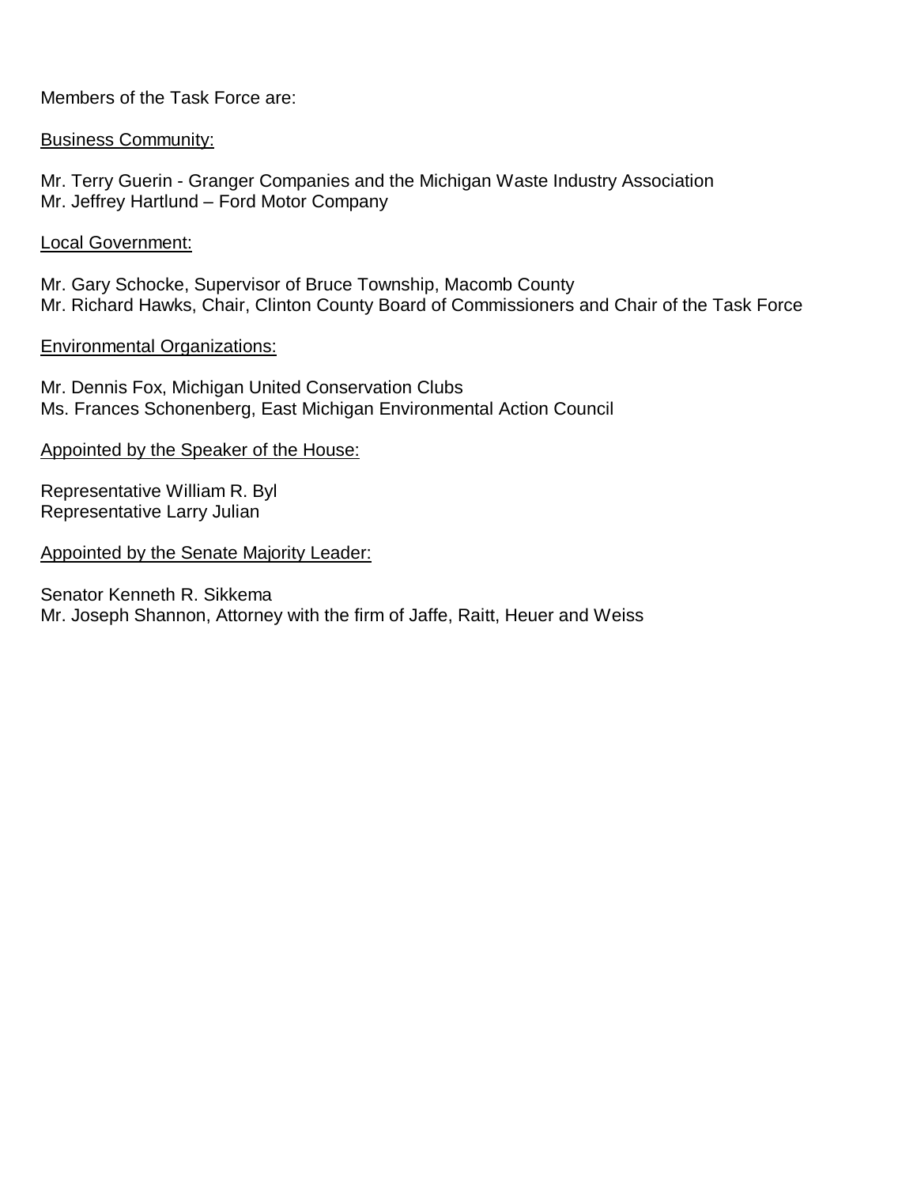Members of the Task Force are:

<u>Business Community:</u>

Mr. Terry Guerin - Granger Companies and the Michigan Waste Industry Association
Mr. Jeffrey Hartlund – Ford Motor Company

<u>Local Government:</u>

Mr. Gary Schocke, Supervisor of Bruce Township, Macomb County
Mr. Richard Hawks, Chair, Clinton County Board of Commissioners and Chair of the Task Force

<u>Environmental Organizations:</u>

Mr. Dennis Fox, Michigan United Conservation Clubs
Ms. Frances Schonenberg, East Michigan Environmental Action Council

<u>Appointed by the Speaker of the House:</u>

Representative William R. Byl
Representative Larry Julian

<u>Appointed by the Senate Majority Leader:</u>

Senator Kenneth R. Sikkema
Mr. Joseph Shannon, Attorney with the firm of Jaffe, Raitt, Heuer and Weiss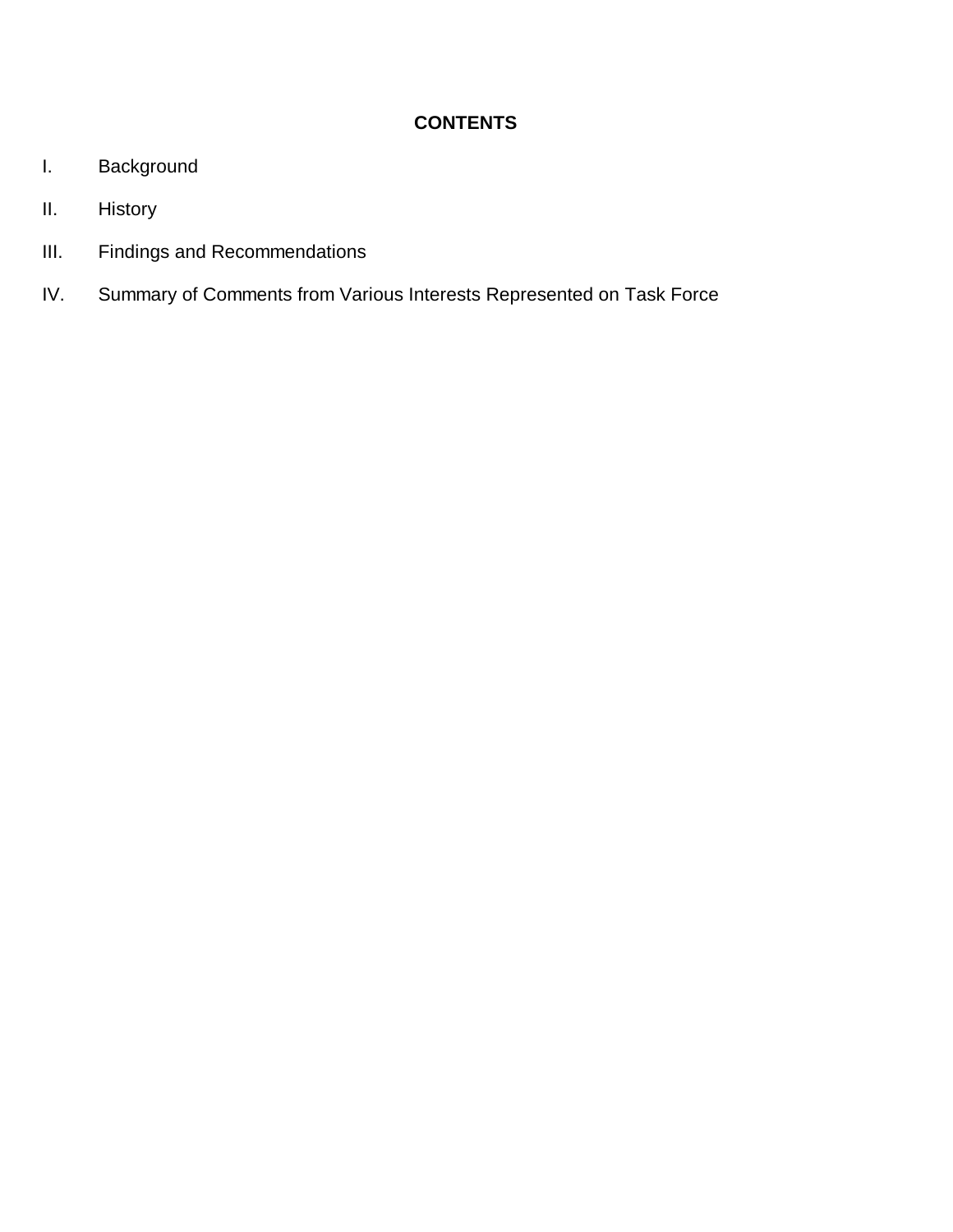## CONTENTS

I. Background

II. History

III. Findings and Recommendations

IV. Summary of Comments from Various Interests Represented on Task Force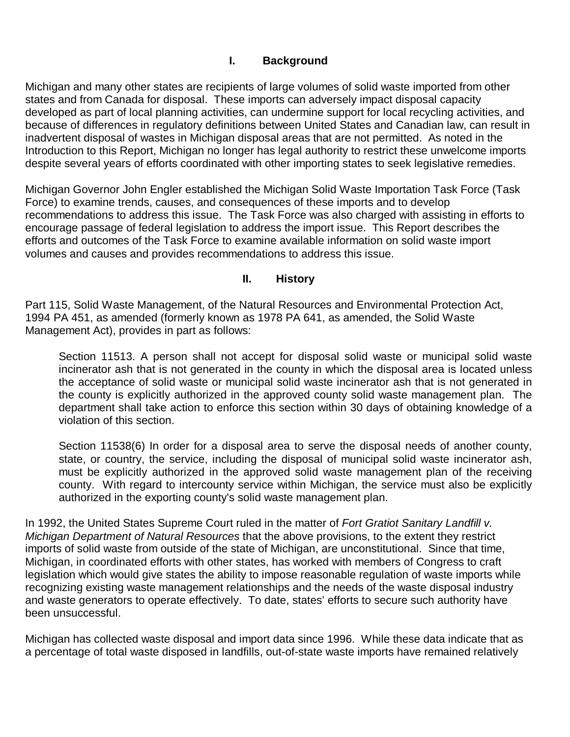## I. Background

Michigan and many other states are recipients of large volumes of solid waste imported from other states and from Canada for disposal. These imports can adversely impact disposal capacity developed as part of local planning activities, can undermine support for local recycling activities, and because of differences in regulatory definitions between United States and Canadian law, can result in inadvertent disposal of wastes in Michigan disposal areas that are not permitted. As noted in the Introduction to this Report, Michigan no longer has legal authority to restrict these unwelcome imports despite several years of efforts coordinated with other importing states to seek legislative remedies.

Michigan Governor John Engler established the Michigan Solid Waste Importation Task Force (Task Force) to examine trends, causes, and consequences of these imports and to develop recommendations to address this issue. The Task Force was also charged with assisting in efforts to encourage passage of federal legislation to address the import issue. This Report describes the efforts and outcomes of the Task Force to examine available information on solid waste import volumes and causes and provides recommendations to address this issue.

## II. History

Part 115, Solid Waste Management, of the Natural Resources and Environmental Protection Act, 1994 PA 451, as amended (formerly known as 1978 PA 641, as amended, the Solid Waste Management Act), provides in part as follows:

> Section 11513. A person shall not accept for disposal solid waste or municipal solid waste incinerator ash that is not generated in the county in which the disposal area is located unless the acceptance of solid waste or municipal solid waste incinerator ash that is not generated in the county is explicitly authorized in the approved county solid waste management plan. The department shall take action to enforce this section within 30 days of obtaining knowledge of a violation of this section.
>
> Section 11538(6) In order for a disposal area to serve the disposal needs of another county, state, or country, the service, including the disposal of municipal solid waste incinerator ash, must be explicitly authorized in the approved solid waste management plan of the receiving county. With regard to intercounty service within Michigan, the service must also be explicitly authorized in the exporting county's solid waste management plan.

In 1992, the United States Supreme Court ruled in the matter of *Fort Gratiot Sanitary Landfill v. Michigan Department of Natural Resources* that the above provisions, to the extent they restrict imports of solid waste from outside of the state of Michigan, are unconstitutional. Since that time, Michigan, in coordinated efforts with other states, has worked with members of Congress to craft legislation which would give states the ability to impose reasonable regulation of waste imports while recognizing existing waste management relationships and the needs of the waste disposal industry and waste generators to operate effectively. To date, states' efforts to secure such authority have been unsuccessful.

Michigan has collected waste disposal and import data since 1996. While these data indicate that as a percentage of total waste disposed in landfills, out-of-state waste imports have remained relatively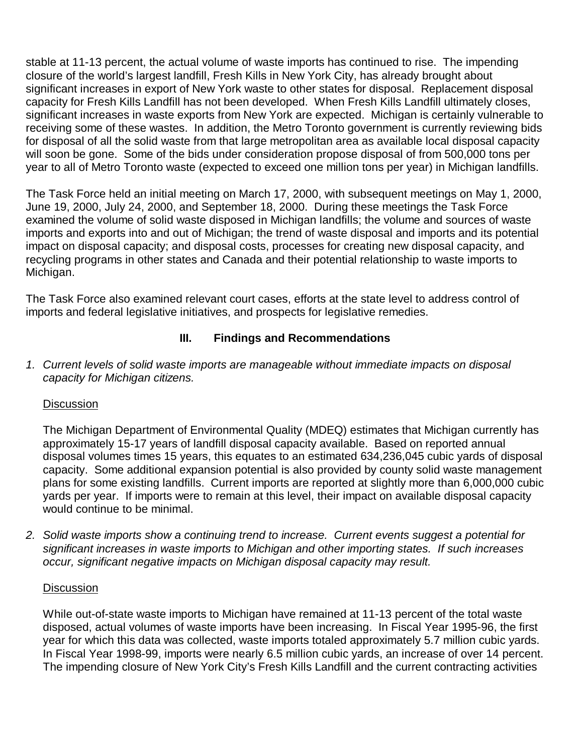stable at 11-13 percent, the actual volume of waste imports has continued to rise. The impending closure of the world's largest landfill, Fresh Kills in New York City, has already brought about significant increases in export of New York waste to other states for disposal. Replacement disposal capacity for Fresh Kills Landfill has not been developed. When Fresh Kills Landfill ultimately closes, significant increases in waste exports from New York are expected. Michigan is certainly vulnerable to receiving some of these wastes. In addition, the Metro Toronto government is currently reviewing bids for disposal of all the solid waste from that large metropolitan area as available local disposal capacity will soon be gone. Some of the bids under consideration propose disposal of from 500,000 tons per year to all of Metro Toronto waste (expected to exceed one million tons per year) in Michigan landfills.

The Task Force held an initial meeting on March 17, 2000, with subsequent meetings on May 1, 2000, June 19, 2000, July 24, 2000, and September 18, 2000. During these meetings the Task Force examined the volume of solid waste disposed in Michigan landfills; the volume and sources of waste imports and exports into and out of Michigan; the trend of waste disposal and imports and its potential impact on disposal capacity; and disposal costs, processes for creating new disposal capacity, and recycling programs in other states and Canada and their potential relationship to waste imports to Michigan.

The Task Force also examined relevant court cases, efforts at the state level to address control of imports and federal legislative initiatives, and prospects for legislative remedies.

## III. Findings and Recommendations

1. *Current levels of solid waste imports are manageable without immediate impacts on disposal capacity for Michigan citizens.*

   Discussion

   The Michigan Department of Environmental Quality (MDEQ) estimates that Michigan currently has approximately 15-17 years of landfill disposal capacity available. Based on reported annual disposal volumes times 15 years, this equates to an estimated 634,236,045 cubic yards of disposal capacity. Some additional expansion potential is also provided by county solid waste management plans for some existing landfills. Current imports are reported at slightly more than 6,000,000 cubic yards per year. If imports were to remain at this level, their impact on available disposal capacity would continue to be minimal.

2. *Solid waste imports show a continuing trend to increase. Current events suggest a potential for significant increases in waste imports to Michigan and other importing states. If such increases occur, significant negative impacts on Michigan disposal capacity may result.*

   Discussion

   While out-of-state waste imports to Michigan have remained at 11-13 percent of the total waste disposed, actual volumes of waste imports have been increasing. In Fiscal Year 1995-96, the first year for which this data was collected, waste imports totaled approximately 5.7 million cubic yards. In Fiscal Year 1998-99, imports were nearly 6.5 million cubic yards, an increase of over 14 percent. The impending closure of New York City's Fresh Kills Landfill and the current contracting activities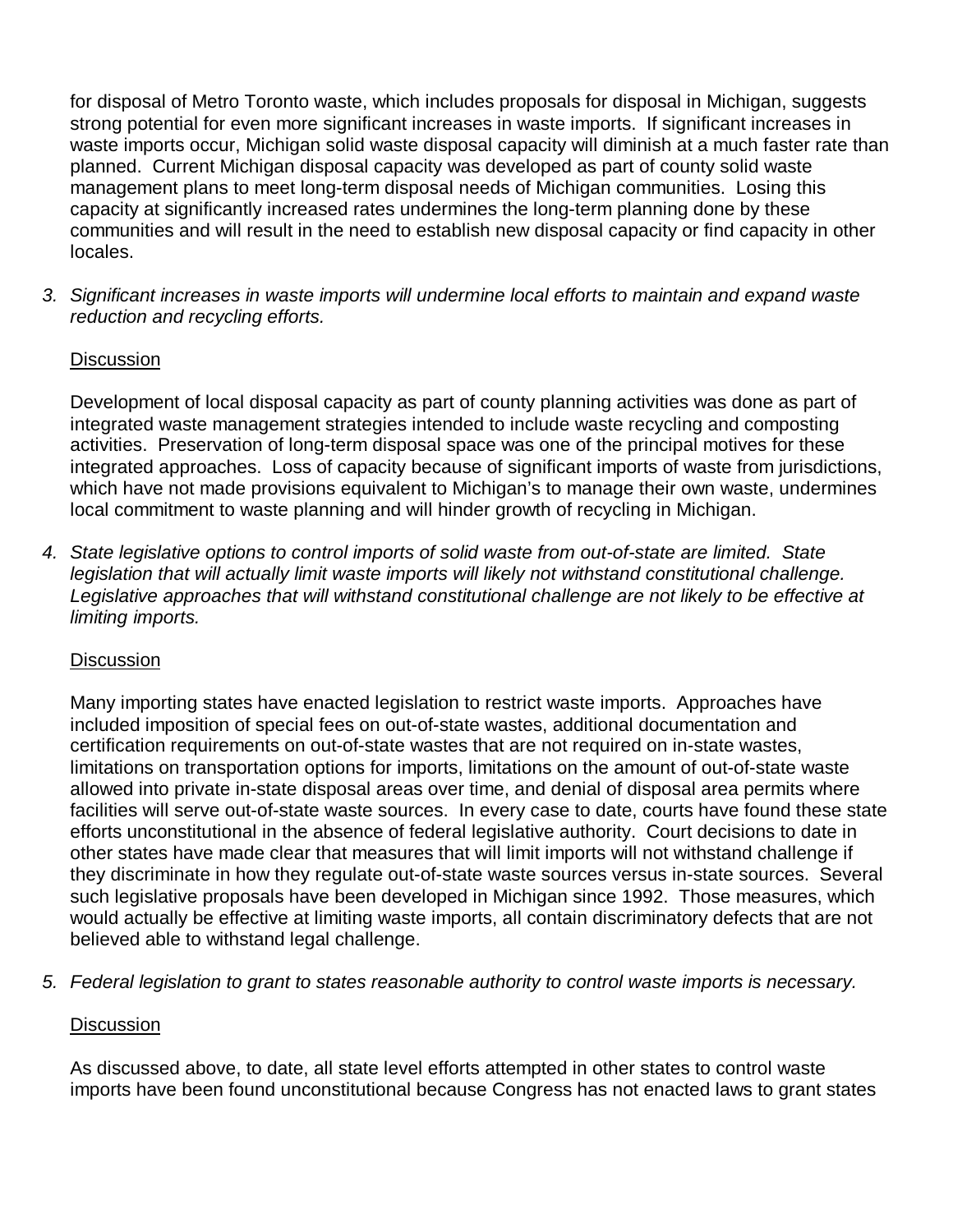for disposal of Metro Toronto waste, which includes proposals for disposal in Michigan, suggests strong potential for even more significant increases in waste imports. If significant increases in waste imports occur, Michigan solid waste disposal capacity will diminish at a much faster rate than planned. Current Michigan disposal capacity was developed as part of county solid waste management plans to meet long-term disposal needs of Michigan communities. Losing this capacity at significantly increased rates undermines the long-term planning done by these communities and will result in the need to establish new disposal capacity or find capacity in other locales.

3. *Significant increases in waste imports will undermine local efforts to maintain and expand waste reduction and recycling efforts.*

   Discussion

   Development of local disposal capacity as part of county planning activities was done as part of integrated waste management strategies intended to include waste recycling and composting activities. Preservation of long-term disposal space was one of the principal motives for these integrated approaches. Loss of capacity because of significant imports of waste from jurisdictions, which have not made provisions equivalent to Michigan's to manage their own waste, undermines local commitment to waste planning and will hinder growth of recycling in Michigan.

4. *State legislative options to control imports of solid waste from out-of-state are limited. State legislation that will actually limit waste imports will likely not withstand constitutional challenge. Legislative approaches that will withstand constitutional challenge are not likely to be effective at limiting imports.*

   Discussion

   Many importing states have enacted legislation to restrict waste imports. Approaches have included imposition of special fees on out-of-state wastes, additional documentation and certification requirements on out-of-state wastes that are not required on in-state wastes, limitations on transportation options for imports, limitations on the amount of out-of-state waste allowed into private in-state disposal areas over time, and denial of disposal area permits where facilities will serve out-of-state waste sources. In every case to date, courts have found these state efforts unconstitutional in the absence of federal legislative authority. Court decisions to date in other states have made clear that measures that will limit imports will not withstand challenge if they discriminate in how they regulate out-of-state waste sources versus in-state sources. Several such legislative proposals have been developed in Michigan since 1992. Those measures, which would actually be effective at limiting waste imports, all contain discriminatory defects that are not believed able to withstand legal challenge.

5. *Federal legislation to grant to states reasonable authority to control waste imports is necessary.*

   Discussion

   As discussed above, to date, all state level efforts attempted in other states to control waste imports have been found unconstitutional because Congress has not enacted laws to grant states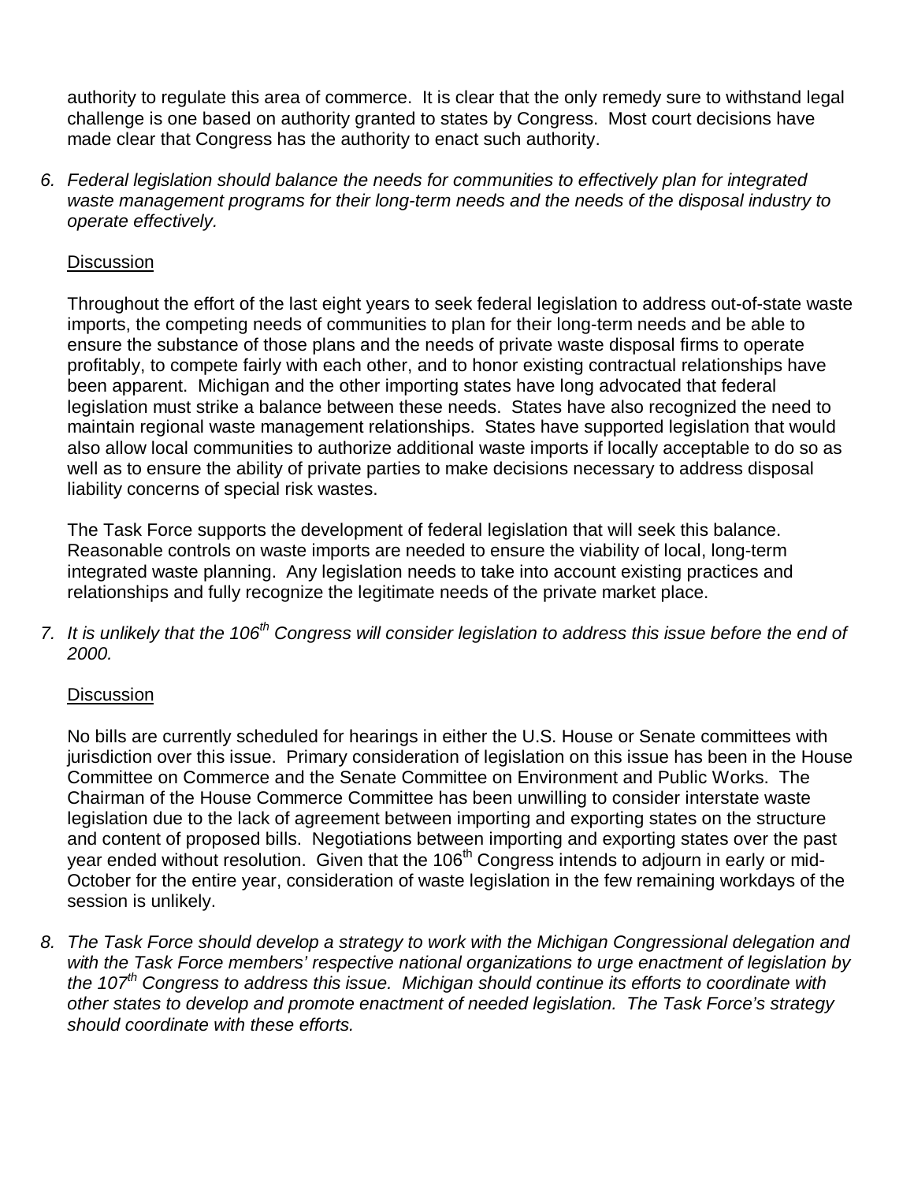authority to regulate this area of commerce. It is clear that the only remedy sure to withstand legal challenge is one based on authority granted to states by Congress. Most court decisions have made clear that Congress has the authority to enact such authority.

6. *Federal legislation should balance the needs for communities to effectively plan for integrated waste management programs for their long-term needs and the needs of the disposal industry to operate effectively.*

   <u>Discussion</u>

   Throughout the effort of the last eight years to seek federal legislation to address out-of-state waste imports, the competing needs of communities to plan for their long-term needs and be able to ensure the substance of those plans and the needs of private waste disposal firms to operate profitably, to compete fairly with each other, and to honor existing contractual relationships have been apparent. Michigan and the other importing states have long advocated that federal legislation must strike a balance between these needs. States have also recognized the need to maintain regional waste management relationships. States have supported legislation that would also allow local communities to authorize additional waste imports if locally acceptable to do so as well as to ensure the ability of private parties to make decisions necessary to address disposal liability concerns of special risk wastes.

   The Task Force supports the development of federal legislation that will seek this balance. Reasonable controls on waste imports are needed to ensure the viability of local, long-term integrated waste planning. Any legislation needs to take into account existing practices and relationships and fully recognize the legitimate needs of the private market place.

7. *It is unlikely that the 106th Congress will consider legislation to address this issue before the end of 2000.*

   <u>Discussion</u>

   No bills are currently scheduled for hearings in either the U.S. House or Senate committees with jurisdiction over this issue. Primary consideration of legislation on this issue has been in the House Committee on Commerce and the Senate Committee on Environment and Public Works. The Chairman of the House Commerce Committee has been unwilling to consider interstate waste legislation due to the lack of agreement between importing and exporting states on the structure and content of proposed bills. Negotiations between importing and exporting states over the past year ended without resolution. Given that the 106th Congress intends to adjourn in early or mid-October for the entire year, consideration of waste legislation in the few remaining workdays of the session is unlikely.

8. *The Task Force should develop a strategy to work with the Michigan Congressional delegation and with the Task Force members' respective national organizations to urge enactment of legislation by the 107th Congress to address this issue. Michigan should continue its efforts to coordinate with other states to develop and promote enactment of needed legislation. The Task Force's strategy should coordinate with these efforts.*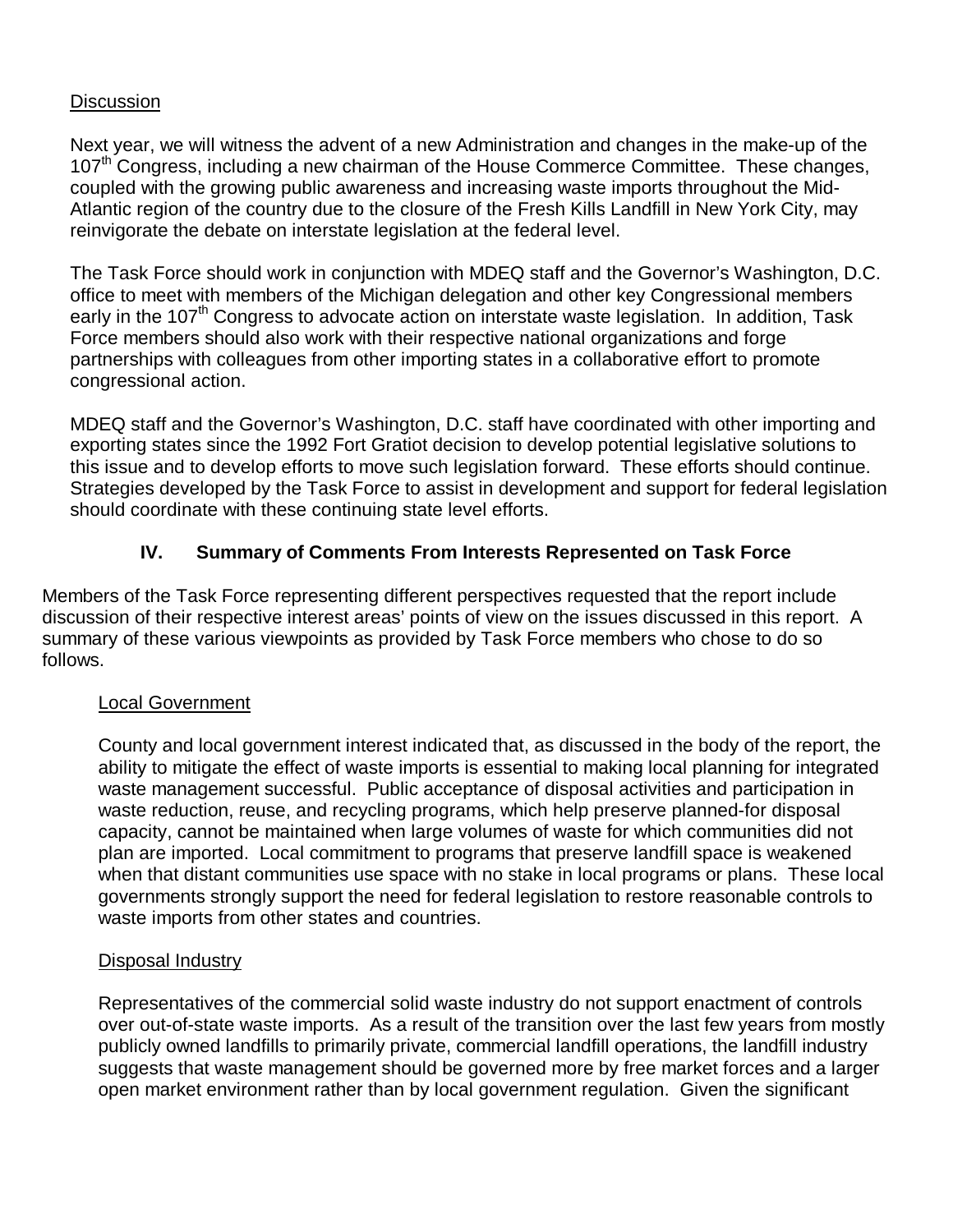Discussion

Next year, we will witness the advent of a new Administration and changes in the make-up of the 107th Congress, including a new chairman of the House Commerce Committee. These changes, coupled with the growing public awareness and increasing waste imports throughout the Mid-Atlantic region of the country due to the closure of the Fresh Kills Landfill in New York City, may reinvigorate the debate on interstate legislation at the federal level.

The Task Force should work in conjunction with MDEQ staff and the Governor's Washington, D.C. office to meet with members of the Michigan delegation and other key Congressional members early in the 107th Congress to advocate action on interstate waste legislation. In addition, Task Force members should also work with their respective national organizations and forge partnerships with colleagues from other importing states in a collaborative effort to promote congressional action.

MDEQ staff and the Governor's Washington, D.C. staff have coordinated with other importing and exporting states since the 1992 Fort Gratiot decision to develop potential legislative solutions to this issue and to develop efforts to move such legislation forward. These efforts should continue. Strategies developed by the Task Force to assist in development and support for federal legislation should coordinate with these continuing state level efforts.

## IV. Summary of Comments From Interests Represented on Task Force

Members of the Task Force representing different perspectives requested that the report include discussion of their respective interest areas' points of view on the issues discussed in this report. A summary of these various viewpoints as provided by Task Force members who chose to do so follows.

Local Government

County and local government interest indicated that, as discussed in the body of the report, the ability to mitigate the effect of waste imports is essential to making local planning for integrated waste management successful. Public acceptance of disposal activities and participation in waste reduction, reuse, and recycling programs, which help preserve planned-for disposal capacity, cannot be maintained when large volumes of waste for which communities did not plan are imported. Local commitment to programs that preserve landfill space is weakened when that distant communities use space with no stake in local programs or plans. These local governments strongly support the need for federal legislation to restore reasonable controls to waste imports from other states and countries.

Disposal Industry

Representatives of the commercial solid waste industry do not support enactment of controls over out-of-state waste imports. As a result of the transition over the last few years from mostly publicly owned landfills to primarily private, commercial landfill operations, the landfill industry suggests that waste management should be governed more by free market forces and a larger open market environment rather than by local government regulation. Given the significant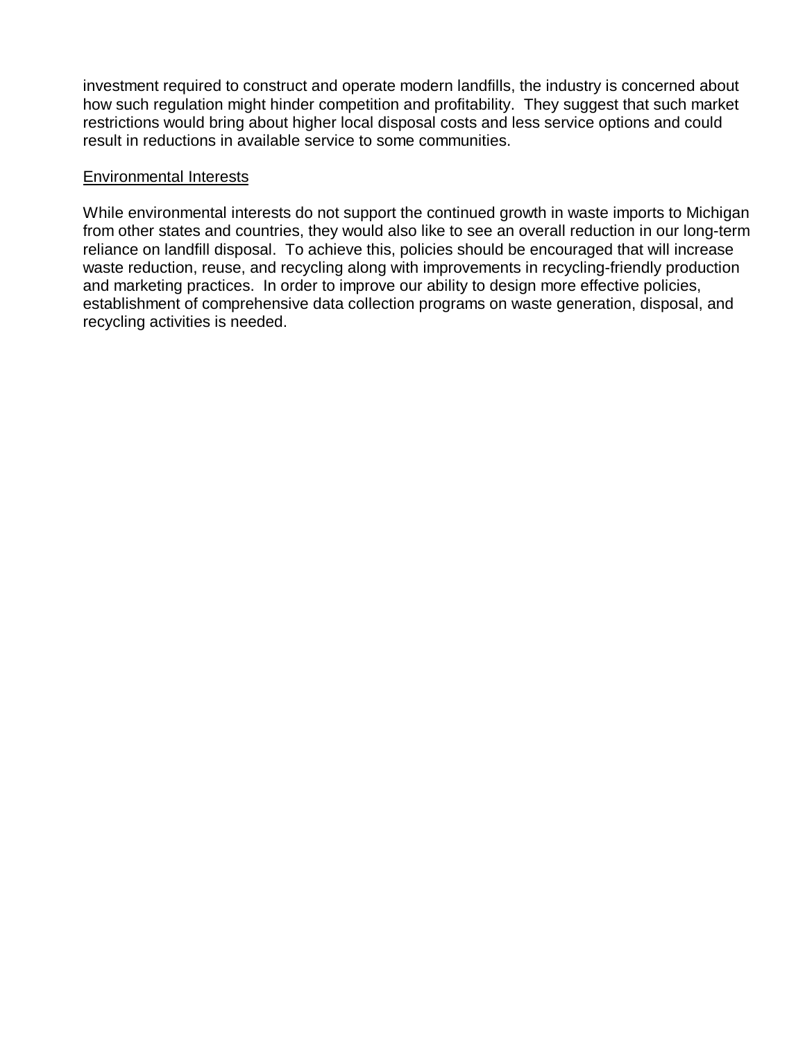investment required to construct and operate modern landfills, the industry is concerned about how such regulation might hinder competition and profitability. They suggest that such market restrictions would bring about higher local disposal costs and less service options and could result in reductions in available service to some communities.

<u>Environmental Interests</u>

While environmental interests do not support the continued growth in waste imports to Michigan from other states and countries, they would also like to see an overall reduction in our long-term reliance on landfill disposal. To achieve this, policies should be encouraged that will increase waste reduction, reuse, and recycling along with improvements in recycling-friendly production and marketing practices. In order to improve our ability to design more effective policies, establishment of comprehensive data collection programs on waste generation, disposal, and recycling activities is needed.